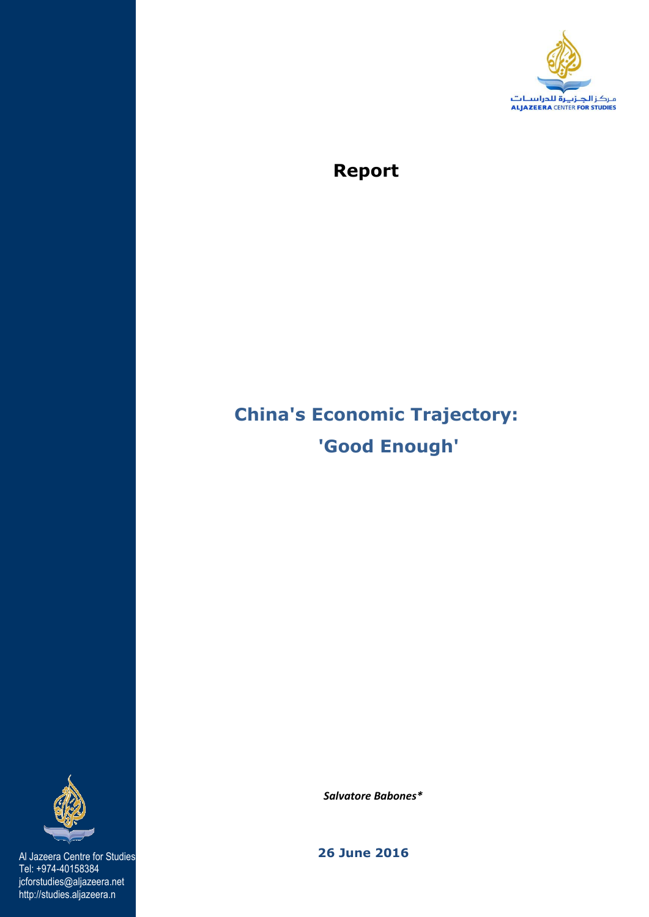مركز الجزيرة للدراسات
ALJAZEERA CENTER FOR STUDIES

# Report

# China's Economic Trajectory: 'Good Enough'

*Salvatore Babones**

**26 June 2016**

Al Jazeera Centre for Studies
Tel: +974-40158384
jcforstudies@aljazeera.net
http://studies.aljazeera.n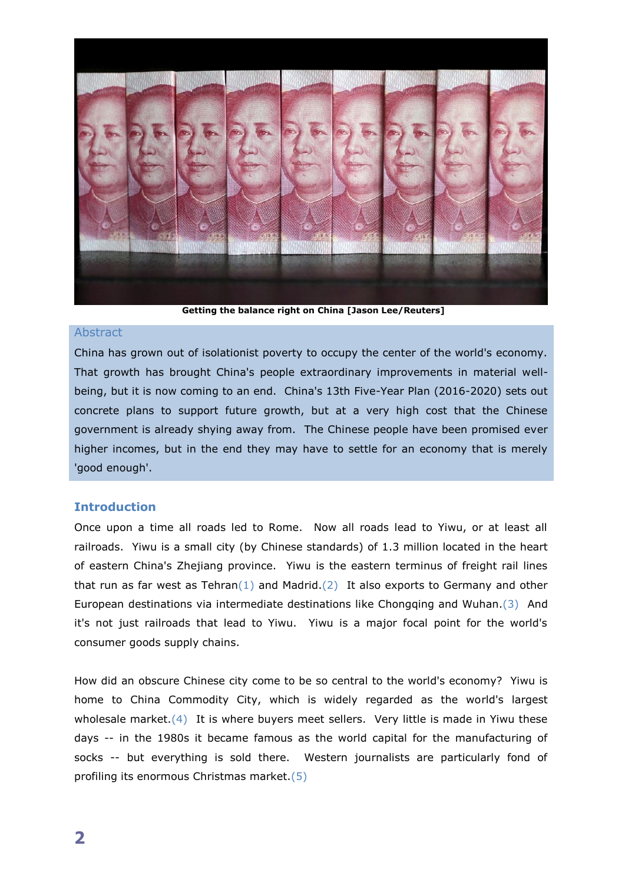Getting the balance right on China [Jason Lee/Reuters]

## Abstract

China has grown out of isolationist poverty to occupy the center of the world's economy. That growth has brought China's people extraordinary improvements in material well-being, but it is now coming to an end. China's 13th Five-Year Plan (2016-2020) sets out concrete plans to support future growth, but at a very high cost that the Chinese government is already shying away from. The Chinese people have been promised ever higher incomes, but in the end they may have to settle for an economy that is merely 'good enough'.

## Introduction

Once upon a time all roads led to Rome. Now all roads lead to Yiwu, or at least all railroads. Yiwu is a small city (by Chinese standards) of 1.3 million located in the heart of eastern China's Zhejiang province. Yiwu is the eastern terminus of freight rail lines that run as far west as Tehran(1) and Madrid.(2) It also exports to Germany and other European destinations via intermediate destinations like Chongqing and Wuhan.(3) And it's not just railroads that lead to Yiwu. Yiwu is a major focal point for the world's consumer goods supply chains.

How did an obscure Chinese city come to be so central to the world's economy? Yiwu is home to China Commodity City, which is widely regarded as the world's largest wholesale market.(4) It is where buyers meet sellers. Very little is made in Yiwu these days -- in the 1980s it became famous as the world capital for the manufacturing of socks -- but everything is sold there. Western journalists are particularly fond of profiling its enormous Christmas market.(5)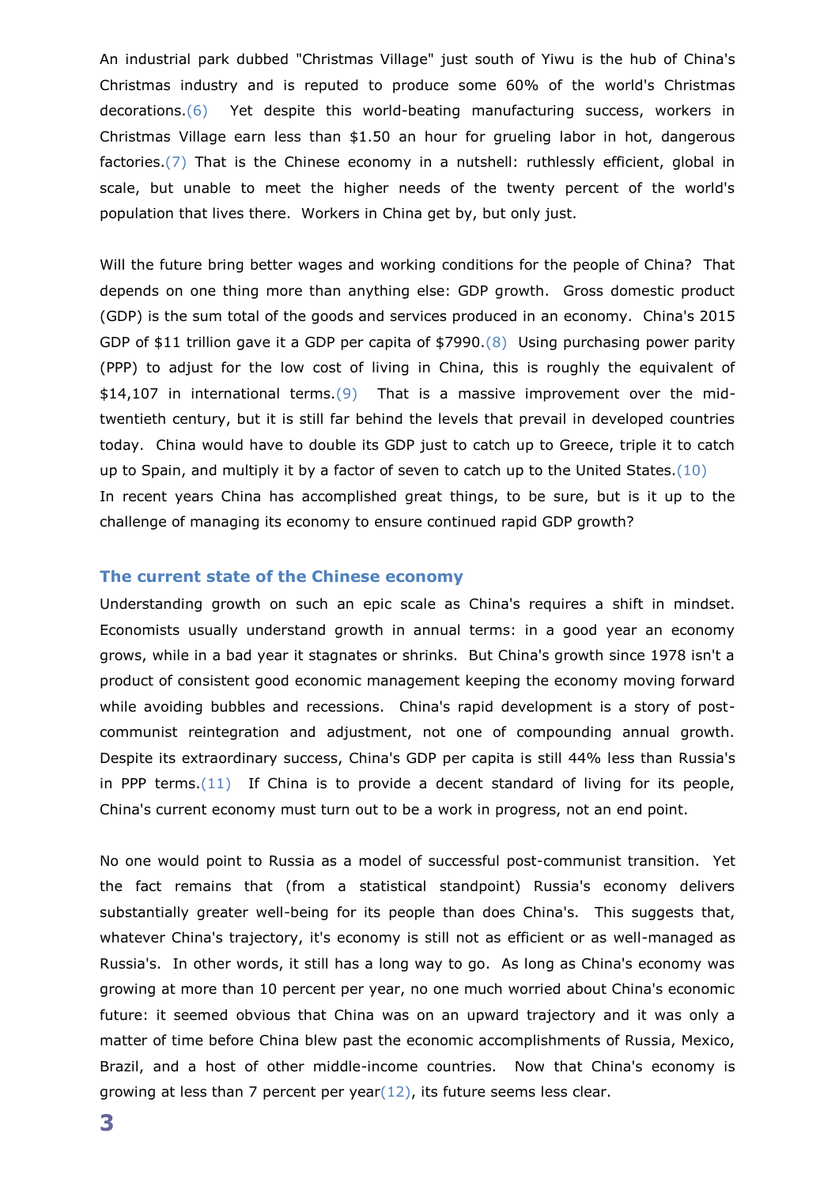An industrial park dubbed "Christmas Village" just south of Yiwu is the hub of China's Christmas industry and is reputed to produce some 60% of the world's Christmas decorations.(6) Yet despite this world-beating manufacturing success, workers in Christmas Village earn less than $1.50 an hour for grueling labor in hot, dangerous factories.(7) That is the Chinese economy in a nutshell: ruthlessly efficient, global in scale, but unable to meet the higher needs of the twenty percent of the world's population that lives there. Workers in China get by, but only just.

Will the future bring better wages and working conditions for the people of China? That depends on one thing more than anything else: GDP growth. Gross domestic product (GDP) is the sum total of the goods and services produced in an economy. China's 2015 GDP of $11 trillion gave it a GDP per capita of $7990.(8) Using purchasing power parity (PPP) to adjust for the low cost of living in China, this is roughly the equivalent of $14,107 in international terms.(9) That is a massive improvement over the mid-twentieth century, but it is still far behind the levels that prevail in developed countries today. China would have to double its GDP just to catch up to Greece, triple it to catch up to Spain, and multiply it by a factor of seven to catch up to the United States.(10) In recent years China has accomplished great things, to be sure, but is it up to the challenge of managing its economy to ensure continued rapid GDP growth?

## The current state of the Chinese economy

Understanding growth on such an epic scale as China's requires a shift in mindset. Economists usually understand growth in annual terms: in a good year an economy grows, while in a bad year it stagnates or shrinks. But China's growth since 1978 isn't a product of consistent good economic management keeping the economy moving forward while avoiding bubbles and recessions. China's rapid development is a story of post-communist reintegration and adjustment, not one of compounding annual growth. Despite its extraordinary success, China's GDP per capita is still 44% less than Russia's in PPP terms.(11) If China is to provide a decent standard of living for its people, China's current economy must turn out to be a work in progress, not an end point.

No one would point to Russia as a model of successful post-communist transition. Yet the fact remains that (from a statistical standpoint) Russia's economy delivers substantially greater well-being for its people than does China's. This suggests that, whatever China's trajectory, it's economy is still not as efficient or as well-managed as Russia's. In other words, it still has a long way to go. As long as China's economy was growing at more than 10 percent per year, no one much worried about China's economic future: it seemed obvious that China was on an upward trajectory and it was only a matter of time before China blew past the economic accomplishments of Russia, Mexico, Brazil, and a host of other middle-income countries. Now that China's economy is growing at less than 7 percent per year(12), its future seems less clear.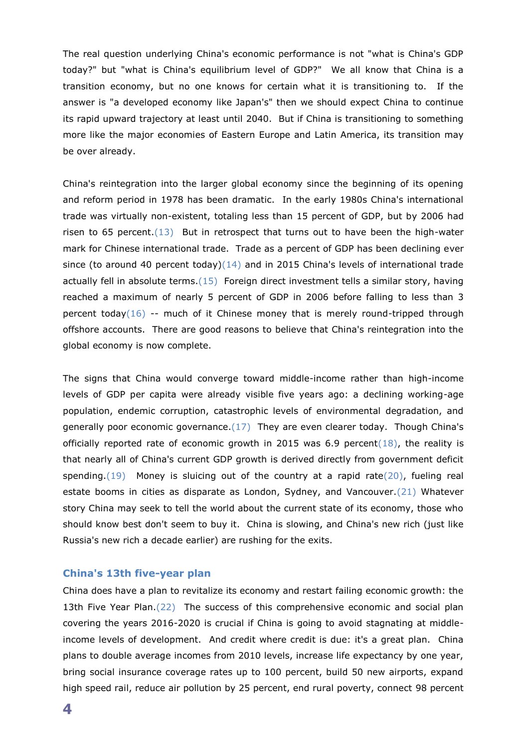The real question underlying China's economic performance is not "what is China's GDP today?" but "what is China's equilibrium level of GDP?" We all know that China is a transition economy, but no one knows for certain what it is transitioning to. If the answer is "a developed economy like Japan's" then we should expect China to continue its rapid upward trajectory at least until 2040. But if China is transitioning to something more like the major economies of Eastern Europe and Latin America, its transition may be over already.

China's reintegration into the larger global economy since the beginning of its opening and reform period in 1978 has been dramatic. In the early 1980s China's international trade was virtually non-existent, totaling less than 15 percent of GDP, but by 2006 had risen to 65 percent.(13) But in retrospect that turns out to have been the high-water mark for Chinese international trade. Trade as a percent of GDP has been declining ever since (to around 40 percent today)(14) and in 2015 China's levels of international trade actually fell in absolute terms.(15) Foreign direct investment tells a similar story, having reached a maximum of nearly 5 percent of GDP in 2006 before falling to less than 3 percent today(16) -- much of it Chinese money that is merely round-tripped through offshore accounts. There are good reasons to believe that China's reintegration into the global economy is now complete.

The signs that China would converge toward middle-income rather than high-income levels of GDP per capita were already visible five years ago: a declining working-age population, endemic corruption, catastrophic levels of environmental degradation, and generally poor economic governance.(17) They are even clearer today. Though China's officially reported rate of economic growth in 2015 was 6.9 percent(18), the reality is that nearly all of China's current GDP growth is derived directly from government deficit spending.(19) Money is sluicing out of the country at a rapid rate(20), fueling real estate booms in cities as disparate as London, Sydney, and Vancouver.(21) Whatever story China may seek to tell the world about the current state of its economy, those who should know best don't seem to buy it. China is slowing, and China's new rich (just like Russia's new rich a decade earlier) are rushing for the exits.

### China's 13th five-year plan

China does have a plan to revitalize its economy and restart failing economic growth: the 13th Five Year Plan.(22) The success of this comprehensive economic and social plan covering the years 2016-2020 is crucial if China is going to avoid stagnating at middle-income levels of development. And credit where credit is due: it's a great plan. China plans to double average incomes from 2010 levels, increase life expectancy by one year, bring social insurance coverage rates up to 100 percent, build 50 new airports, expand high speed rail, reduce air pollution by 25 percent, end rural poverty, connect 98 percent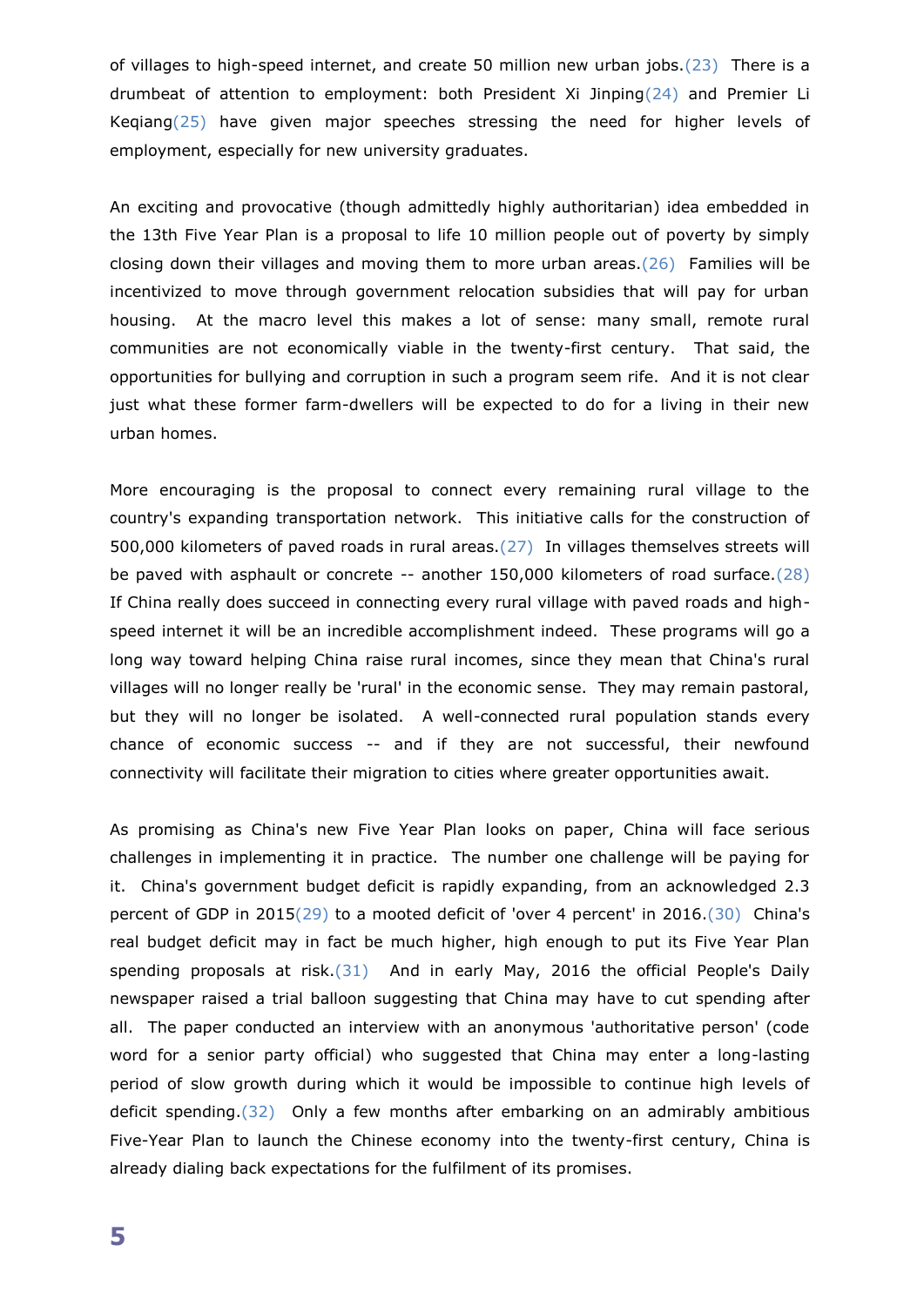of villages to high-speed internet, and create 50 million new urban jobs.(23) There is a drumbeat of attention to employment: both President Xi Jinping(24) and Premier Li Keqiang(25) have given major speeches stressing the need for higher levels of employment, especially for new university graduates.

An exciting and provocative (though admittedly highly authoritarian) idea embedded in the 13th Five Year Plan is a proposal to life 10 million people out of poverty by simply closing down their villages and moving them to more urban areas.(26) Families will be incentivized to move through government relocation subsidies that will pay for urban housing. At the macro level this makes a lot of sense: many small, remote rural communities are not economically viable in the twenty-first century. That said, the opportunities for bullying and corruption in such a program seem rife. And it is not clear just what these former farm-dwellers will be expected to do for a living in their new urban homes.

More encouraging is the proposal to connect every remaining rural village to the country's expanding transportation network. This initiative calls for the construction of 500,000 kilometers of paved roads in rural areas.(27) In villages themselves streets will be paved with asphault or concrete -- another 150,000 kilometers of road surface.(28) If China really does succeed in connecting every rural village with paved roads and high-speed internet it will be an incredible accomplishment indeed. These programs will go a long way toward helping China raise rural incomes, since they mean that China's rural villages will no longer really be 'rural' in the economic sense. They may remain pastoral, but they will no longer be isolated. A well-connected rural population stands every chance of economic success -- and if they are not successful, their newfound connectivity will facilitate their migration to cities where greater opportunities await.

As promising as China's new Five Year Plan looks on paper, China will face serious challenges in implementing it in practice. The number one challenge will be paying for it. China's government budget deficit is rapidly expanding, from an acknowledged 2.3 percent of GDP in 2015(29) to a mooted deficit of 'over 4 percent' in 2016.(30) China's real budget deficit may in fact be much higher, high enough to put its Five Year Plan spending proposals at risk.(31) And in early May, 2016 the official People's Daily newspaper raised a trial balloon suggesting that China may have to cut spending after all. The paper conducted an interview with an anonymous 'authoritative person' (code word for a senior party official) who suggested that China may enter a long-lasting period of slow growth during which it would be impossible to continue high levels of deficit spending.(32) Only a few months after embarking on an admirably ambitious Five-Year Plan to launch the Chinese economy into the twenty-first century, China is already dialing back expectations for the fulfilment of its promises.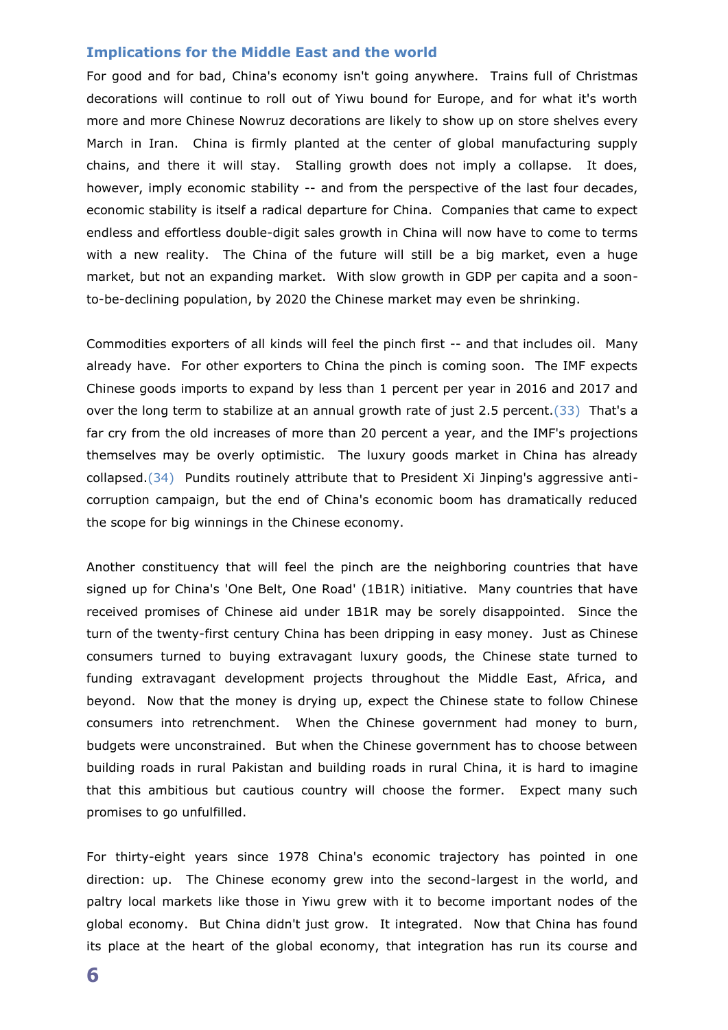## Implications for the Middle East and the world

For good and for bad, China's economy isn't going anywhere. Trains full of Christmas decorations will continue to roll out of Yiwu bound for Europe, and for what it's worth more and more Chinese Nowruz decorations are likely to show up on store shelves every March in Iran. China is firmly planted at the center of global manufacturing supply chains, and there it will stay. Stalling growth does not imply a collapse. It does, however, imply economic stability -- and from the perspective of the last four decades, economic stability is itself a radical departure for China. Companies that came to expect endless and effortless double-digit sales growth in China will now have to come to terms with a new reality. The China of the future will still be a big market, even a huge market, but not an expanding market. With slow growth in GDP per capita and a soon-to-be-declining population, by 2020 the Chinese market may even be shrinking.

Commodities exporters of all kinds will feel the pinch first -- and that includes oil. Many already have. For other exporters to China the pinch is coming soon. The IMF expects Chinese goods imports to expand by less than 1 percent per year in 2016 and 2017 and over the long term to stabilize at an annual growth rate of just 2.5 percent.(33) That's a far cry from the old increases of more than 20 percent a year, and the IMF's projections themselves may be overly optimistic. The luxury goods market in China has already collapsed.(34) Pundits routinely attribute that to President Xi Jinping's aggressive anti-corruption campaign, but the end of China's economic boom has dramatically reduced the scope for big winnings in the Chinese economy.

Another constituency that will feel the pinch are the neighboring countries that have signed up for China's 'One Belt, One Road' (1B1R) initiative. Many countries that have received promises of Chinese aid under 1B1R may be sorely disappointed. Since the turn of the twenty-first century China has been dripping in easy money. Just as Chinese consumers turned to buying extravagant luxury goods, the Chinese state turned to funding extravagant development projects throughout the Middle East, Africa, and beyond. Now that the money is drying up, expect the Chinese state to follow Chinese consumers into retrenchment. When the Chinese government had money to burn, budgets were unconstrained. But when the Chinese government has to choose between building roads in rural Pakistan and building roads in rural China, it is hard to imagine that this ambitious but cautious country will choose the former. Expect many such promises to go unfulfilled.

For thirty-eight years since 1978 China's economic trajectory has pointed in one direction: up. The Chinese economy grew into the second-largest in the world, and paltry local markets like those in Yiwu grew with it to become important nodes of the global economy. But China didn't just grow. It integrated. Now that China has found its place at the heart of the global economy, that integration has run its course and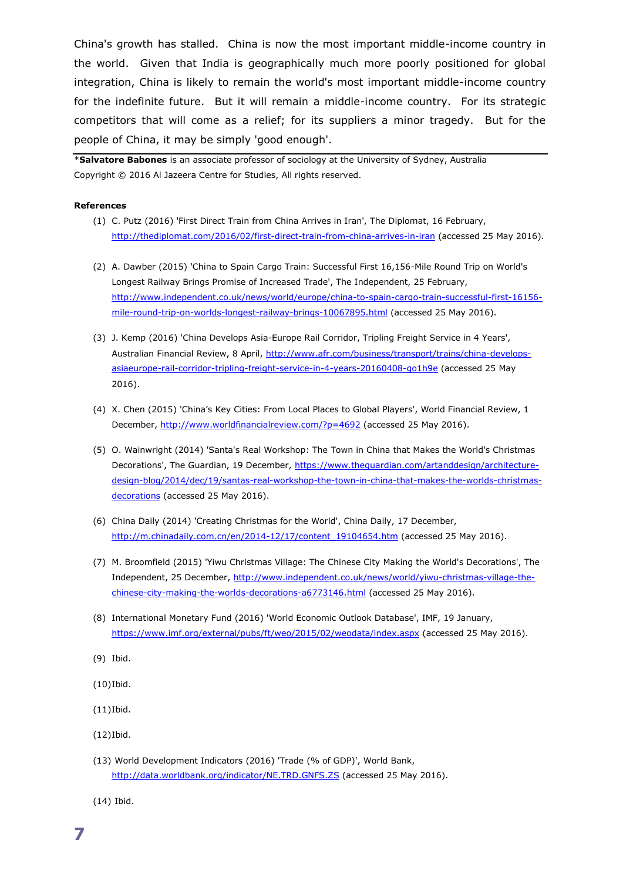China's growth has stalled. China is now the most important middle-income country in the world. Given that India is geographically much more poorly positioned for global integration, China is likely to remain the world's most important middle-income country for the indefinite future. But it will remain a middle-income country. For its strategic competitors that will come as a relief; for its suppliers a minor tragedy. But for the people of China, it may be simply 'good enough'.

---

*__Salvatore Babones__ is an associate professor of sociology at the University of Sydney, Australia

Copyright © 2016 Al Jazeera Centre for Studies, All rights reserved.

**References**

(1) C. Putz (2016) 'First Direct Train from China Arrives in Iran', The Diplomat, 16 February, http://thediplomat.com/2016/02/first-direct-train-from-china-arrives-in-iran (accessed 25 May 2016).

(2) A. Dawber (2015) 'China to Spain Cargo Train: Successful First 16,156-Mile Round Trip on World's Longest Railway Brings Promise of Increased Trade', The Independent, 25 February, http://www.independent.co.uk/news/world/europe/china-to-spain-cargo-train-successful-first-16156-mile-round-trip-on-worlds-longest-railway-brings-10067895.html (accessed 25 May 2016).

(3) J. Kemp (2016) 'China Develops Asia-Europe Rail Corridor, Tripling Freight Service in 4 Years', Australian Financial Review, 8 April, http://www.afr.com/business/transport/trains/china-develops-asiaeurope-rail-corridor-tripling-freight-service-in-4-years-20160408-go1h9e (accessed 25 May 2016).

(4) X. Chen (2015) 'China's Key Cities: From Local Places to Global Players', World Financial Review, 1 December, http://www.worldfinancialreview.com/?p=4692 (accessed 25 May 2016).

(5) O. Wainwright (2014) 'Santa's Real Workshop: The Town in China that Makes the World's Christmas Decorations', The Guardian, 19 December, https://www.theguardian.com/artanddesign/architecture-design-blog/2014/dec/19/santas-real-workshop-the-town-in-china-that-makes-the-worlds-christmas-decorations (accessed 25 May 2016).

(6) China Daily (2014) 'Creating Christmas for the World', China Daily, 17 December, http://m.chinadaily.com.cn/en/2014-12/17/content_19104654.htm (accessed 25 May 2016).

(7) M. Broomfield (2015) 'Yiwu Christmas Village: The Chinese City Making the World's Decorations', The Independent, 25 December, http://www.independent.co.uk/news/world/yiwu-christmas-village-the-chinese-city-making-the-worlds-decorations-a6773146.html (accessed 25 May 2016).

(8) International Monetary Fund (2016) 'World Economic Outlook Database', IMF, 19 January, https://www.imf.org/external/pubs/ft/weo/2015/02/weodata/index.aspx (accessed 25 May 2016).

(9) Ibid.

(10) Ibid.

(11) Ibid.

(12) Ibid.

(13) World Development Indicators (2016) 'Trade (% of GDP)', World Bank, http://data.worldbank.org/indicator/NE.TRD.GNFS.ZS (accessed 25 May 2016).

(14) Ibid.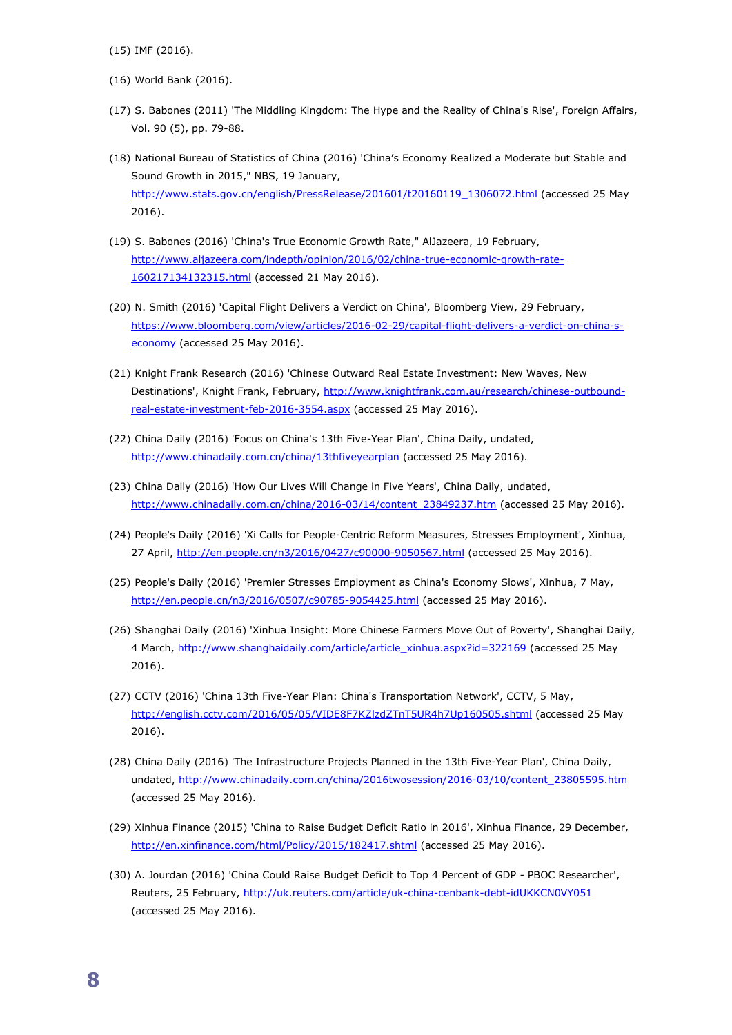(15) IMF (2016).

(16) World Bank (2016).

(17) S. Babones (2011) 'The Middling Kingdom: The Hype and the Reality of China's Rise', Foreign Affairs, Vol. 90 (5), pp. 79-88.

(18) National Bureau of Statistics of China (2016) 'China's Economy Realized a Moderate but Stable and Sound Growth in 2015," NBS, 19 January, http://www.stats.gov.cn/english/PressRelease/201601/t20160119_1306072.html (accessed 25 May 2016).

(19) S. Babones (2016) 'China's True Economic Growth Rate," AlJazeera, 19 February, http://www.aljazeera.com/indepth/opinion/2016/02/china-true-economic-growth-rate-160217134132315.html (accessed 21 May 2016).

(20) N. Smith (2016) 'Capital Flight Delivers a Verdict on China', Bloomberg View, 29 February, https://www.bloomberg.com/view/articles/2016-02-29/capital-flight-delivers-a-verdict-on-china-s-economy (accessed 25 May 2016).

(21) Knight Frank Research (2016) 'Chinese Outward Real Estate Investment: New Waves, New Destinations', Knight Frank, February, http://www.knightfrank.com.au/research/chinese-outbound-real-estate-investment-feb-2016-3554.aspx (accessed 25 May 2016).

(22) China Daily (2016) 'Focus on China's 13th Five-Year Plan', China Daily, undated, http://www.chinadaily.com.cn/china/13thfiveyearplan (accessed 25 May 2016).

(23) China Daily (2016) 'How Our Lives Will Change in Five Years', China Daily, undated, http://www.chinadaily.com.cn/china/2016-03/14/content_23849237.htm (accessed 25 May 2016).

(24) People's Daily (2016) 'Xi Calls for People-Centric Reform Measures, Stresses Employment', Xinhua, 27 April, http://en.people.cn/n3/2016/0427/c90000-9050567.html (accessed 25 May 2016).

(25) People's Daily (2016) 'Premier Stresses Employment as China's Economy Slows', Xinhua, 7 May, http://en.people.cn/n3/2016/0507/c90785-9054425.html (accessed 25 May 2016).

(26) Shanghai Daily (2016) 'Xinhua Insight: More Chinese Farmers Move Out of Poverty', Shanghai Daily, 4 March, http://www.shanghaidaily.com/article/article_xinhua.aspx?id=322169 (accessed 25 May 2016).

(27) CCTV (2016) 'China 13th Five-Year Plan: China's Transportation Network', CCTV, 5 May, http://english.cctv.com/2016/05/05/VIDE8F7KZlzdZTnT5UR4h7Up160505.shtml (accessed 25 May 2016).

(28) China Daily (2016) 'The Infrastructure Projects Planned in the 13th Five-Year Plan', China Daily, undated, http://www.chinadaily.com.cn/china/2016twosession/2016-03/10/content_23805595.htm (accessed 25 May 2016).

(29) Xinhua Finance (2015) 'China to Raise Budget Deficit Ratio in 2016', Xinhua Finance, 29 December, http://en.xinfinance.com/html/Policy/2015/182417.shtml (accessed 25 May 2016).

(30) A. Jourdan (2016) 'China Could Raise Budget Deficit to Top 4 Percent of GDP - PBOC Researcher', Reuters, 25 February, http://uk.reuters.com/article/uk-china-cenbank-debt-idUKKCN0VY051 (accessed 25 May 2016).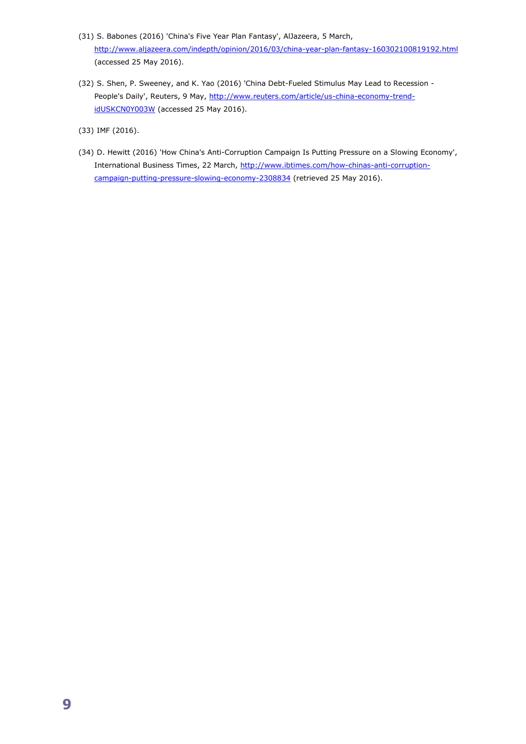(31) S. Babones (2016) 'China's Five Year Plan Fantasy', AlJazeera, 5 March, http://www.aljazeera.com/indepth/opinion/2016/03/china-year-plan-fantasy-160302100819192.html (accessed 25 May 2016).

(32) S. Shen, P. Sweeney, and K. Yao (2016) 'China Debt-Fueled Stimulus May Lead to Recession - People's Daily', Reuters, 9 May, http://www.reuters.com/article/us-china-economy-trend-idUSKCN0Y003W (accessed 25 May 2016).

(33) IMF (2016).

(34) D. Hewitt (2016) 'How China's Anti-Corruption Campaign Is Putting Pressure on a Slowing Economy', International Business Times, 22 March, http://www.ibtimes.com/how-chinas-anti-corruption-campaign-putting-pressure-slowing-economy-2308834 (retrieved 25 May 2016).